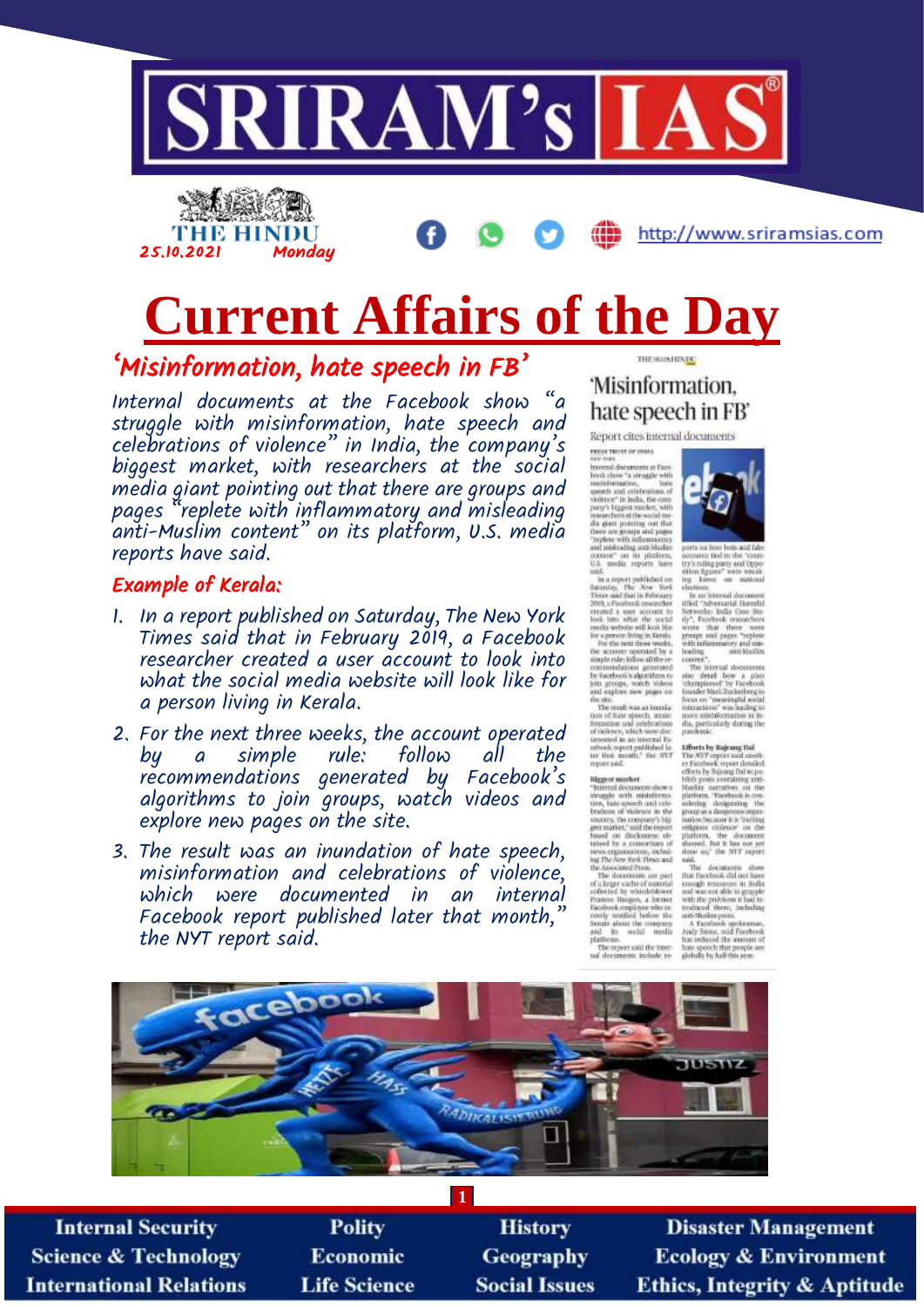# Current Affairs of the Day

## 'Misinformation, hate speech in FB'

Internal documents at the Facebook show "a struggle with misinformation, hate speech and celebrations of violence" in India, the company's biggest market, with researchers at the social media giant pointing out that there are groups and pages "replete with inflammatory and misleading anti-Muslim content" on its platform, U.S. media reports have said.

### Example of Kerala:

1. In a report published on Saturday, The New York Times said that in February 2019, a Facebook researcher created a user account to look into what the social media website will look like for a person living in Kerala.
2. For the next three weeks, the account operated by a simple rule: follow all the recommendations generated by Facebook's algorithms to join groups, watch videos and explore new pages on the site.
3. The result was an inundation of hate speech, misinformation and celebrations of violence, which were documented in an internal Facebook report published later that month," the NYT report said.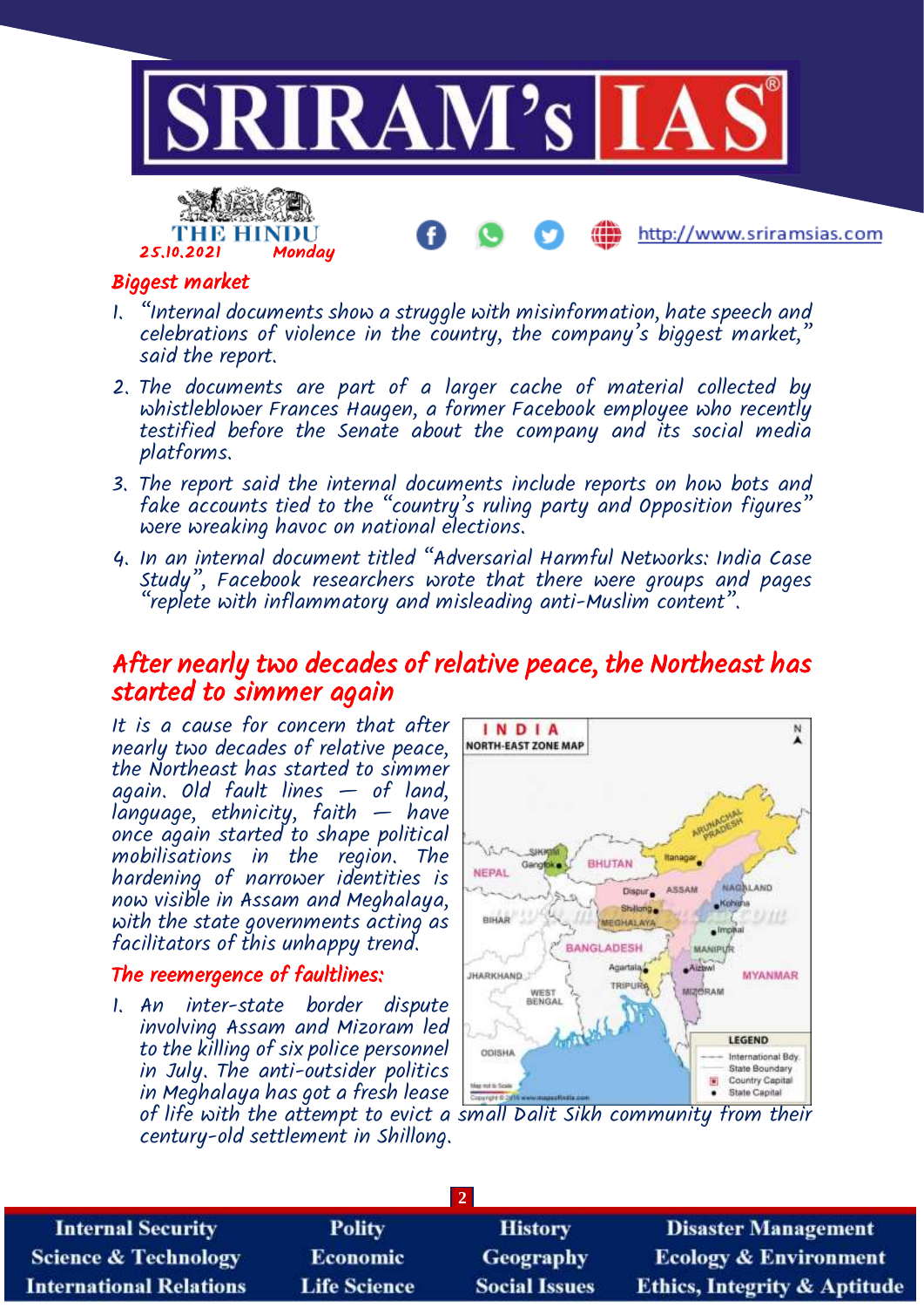## Biggest market

1. "Internal documents show a struggle with misinformation, hate speech and celebrations of violence in the country, the company's biggest market," said the report.
2. The documents are part of a larger cache of material collected by whistleblower Frances Haugen, a former Facebook employee who recently testified before the Senate about the company and its social media platforms.
3. The report said the internal documents include reports on how bots and fake accounts tied to the "country's ruling party and Opposition figures" were wreaking havoc on national elections.
4. In an internal document titled "Adversarial Harmful Networks: India Case Study", Facebook researchers wrote that there were groups and pages "replete with inflammatory and misleading anti-Muslim content".

## After nearly two decades of relative peace, the Northeast has started to simmer again

It is a cause for concern that after nearly two decades of relative peace, the Northeast has started to simmer again. Old fault lines — of land, language, ethnicity, faith — have once again started to shape political mobilisations in the region. The hardening of narrower identities is now visible in Assam and Meghalaya, with the state governments acting as facilitators of this unhappy trend.

INDIA
NORTH-EAST ZONE MAP

### The reemergence of faultlines:

1. An inter-state border dispute involving Assam and Mizoram led to the killing of six police personnel in July. The anti-outsider politics in Meghalaya has got a fresh lease of life with the attempt to evict a small Dalit Sikh community from their century-old settlement in Shillong.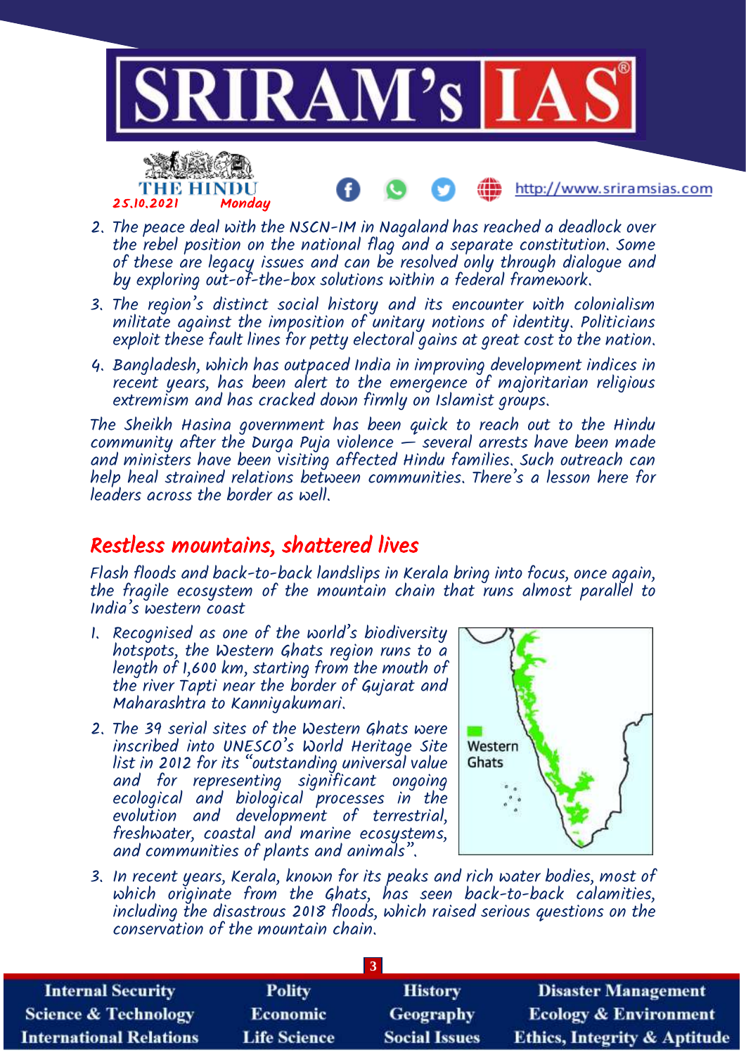2. The peace deal with the NSCN-IM in Nagaland has reached a deadlock over the rebel position on the national flag and a separate constitution. Some of these are legacy issues and can be resolved only through dialogue and by exploring out-of-the-box solutions within a federal framework.
3. The region's distinct social history and its encounter with colonialism militate against the imposition of unitary notions of identity. Politicians exploit these fault lines for petty electoral gains at great cost to the nation.
4. Bangladesh, which has outpaced India in improving development indices in recent years, has been alert to the emergence of majoritarian religious extremism and has cracked down firmly on Islamist groups.

The Sheikh Hasina government has been quick to reach out to the Hindu community after the Durga Puja violence — several arrests have been made and ministers have been visiting affected Hindu families. Such outreach can help heal strained relations between communities. There's a lesson here for leaders across the border as well.

## Restless mountains, shattered lives

Flash floods and back-to-back landslips in Kerala bring into focus, once again, the fragile ecosystem of the mountain chain that runs almost parallel to India's western coast

1. Recognised as one of the world's biodiversity hotspots, the Western Ghats region runs to a length of 1,600 km, starting from the mouth of the river Tapti near the border of Gujarat and Maharashtra to Kanniyakumari.
2. The 39 serial sites of the Western Ghats were inscribed into UNESCO's World Heritage Site list in 2012 for its "outstanding universal value and for representing significant ongoing ecological and biological processes in the evolution and development of terrestrial, freshwater, coastal and marine ecosystems, and communities of plants and animals".

Western Ghats

3. In recent years, Kerala, known for its peaks and rich water bodies, most of which originate from the Ghats, has seen back-to-back calamities, including the disastrous 2018 floods, which raised serious questions on the conservation of the mountain chain.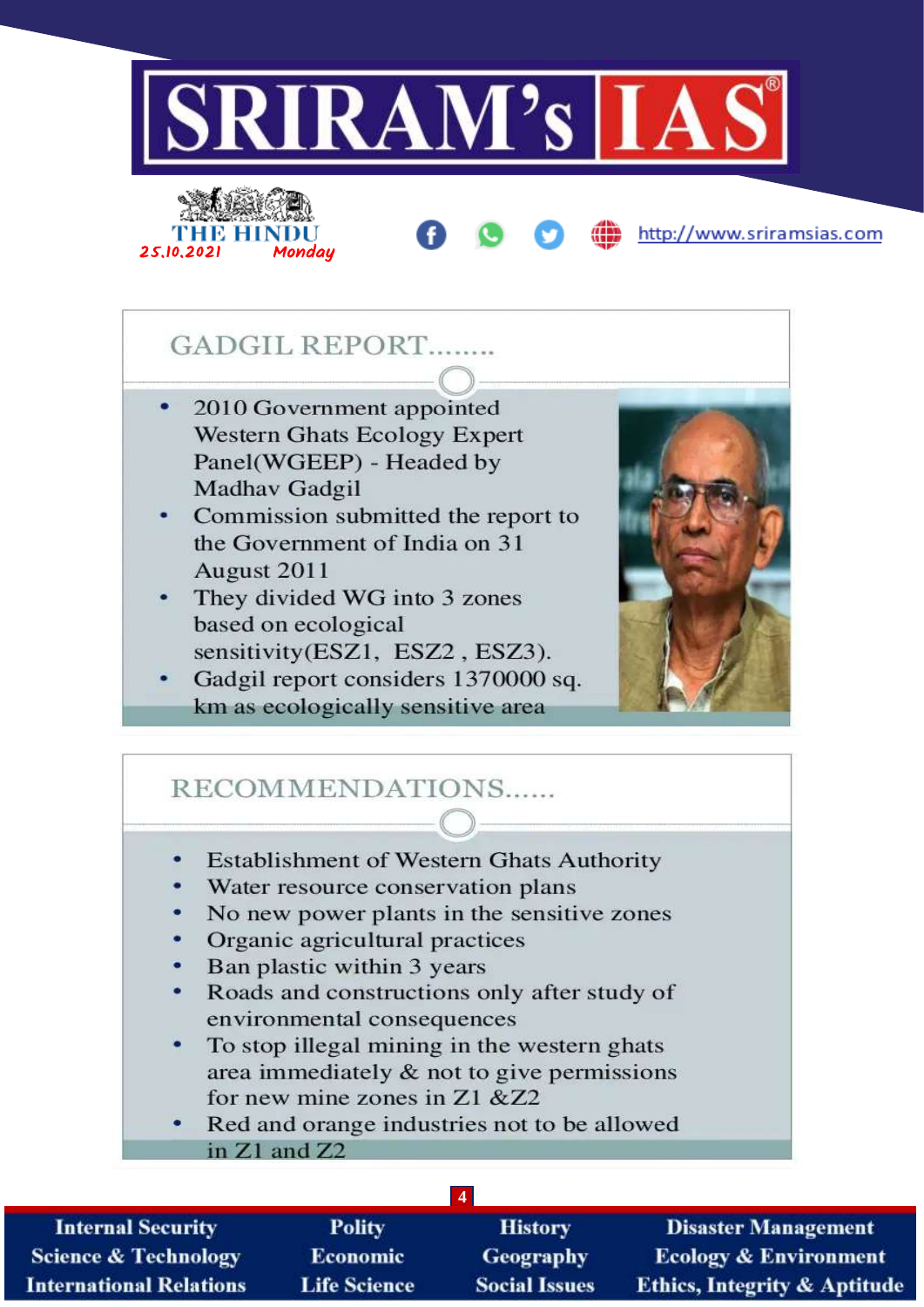## GADGIL REPORT........

- 2010 Government appointed Western Ghats Ecology Expert Panel(WGEEP) - Headed by Madhav Gadgil
- Commission submitted the report to the Government of India on 31 August 2011
- They divided WG into 3 zones based on ecological sensitivity(ESZ1, ESZ2 , ESZ3).
- Gadgil report considers 1370000 sq. km as ecologically sensitive area

## RECOMMENDATIONS......

- Establishment of Western Ghats Authority
- Water resource conservation plans
- No new power plants in the sensitive zones
- Organic agricultural practices
- Ban plastic within 3 years
- Roads and constructions only after study of environmental consequences
- To stop illegal mining in the western ghats area immediately & not to give permissions for new mine zones in Z1 &Z2
- Red and orange industries not to be allowed in Z1 and Z2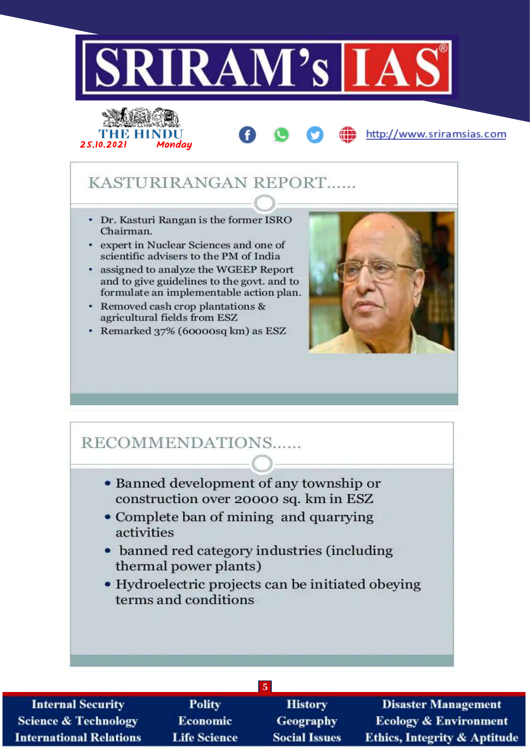# SRIRAM's IAS

THE HINDU 25.10.2021 Monday

http://www.sriramsias.com

## KASTURIRANGAN REPORT......

- Dr. Kasturi Rangan is the former ISRO Chairman.
- expert in Nuclear Sciences and one of scientific advisers to the PM of India
- assigned to analyze the WGEEP Report and to give guidelines to the govt. and to formulate an implementable action plan.
- Removed cash crop plantations & agricultural fields from ESZ
- Remarked 37% (60000sq km) as ESZ

## RECOMMENDATIONS......

- Banned development of any township or construction over 20000 sq. km in ESZ
- Complete ban of mining and quarrying activities
- banned red category industries (including thermal power plants)
- Hydroelectric projects can be initiated obeying terms and conditions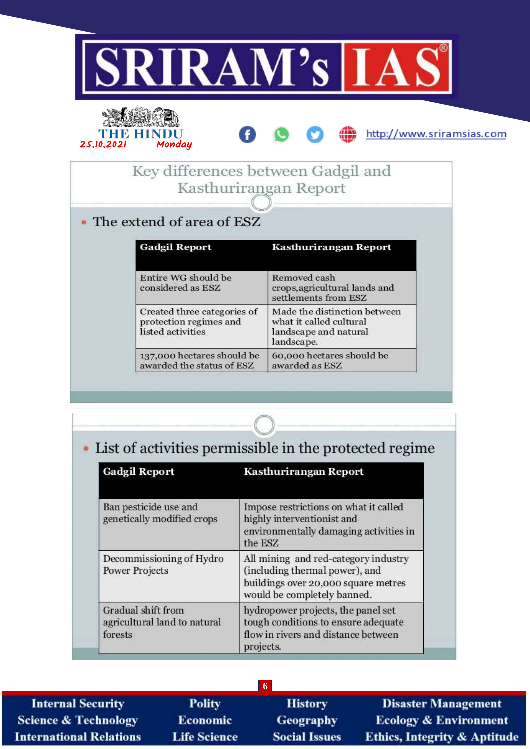## Key differences between Gadgil and Kasthurirangan Report

- The extend of area of ESZ

| Gadgil Report | Kasthurirangan Report |
|---|---|
| Entire WG should be considered as ESZ | Removed cash crops,agricultural lands and settlements from ESZ |
| Created three categories of protection regimes and listed activities | Made the distinction between what it called cultural landscape and natural landscape. |
| 137,000 hectares should be awarded the status of ESZ | 60,000 hectares should be awarded as ESZ |

- List of activities permissible in the protected regime

| Gadgil Report | Kasthurirangan Report |
|---|---|
| Ban pesticide use and genetically modified crops | Impose restrictions on what it called highly interventionist and environmentally damaging activities in the ESZ |
| Decommissioning of Hydro Power Projects | All mining and red-category industry (including thermal power), and buildings over 20,000 square metres would be completely banned. |
| Gradual shift from agricultural land to natural forests | hydropower projects, the panel set tough conditions to ensure adequate flow in rivers and distance between projects. |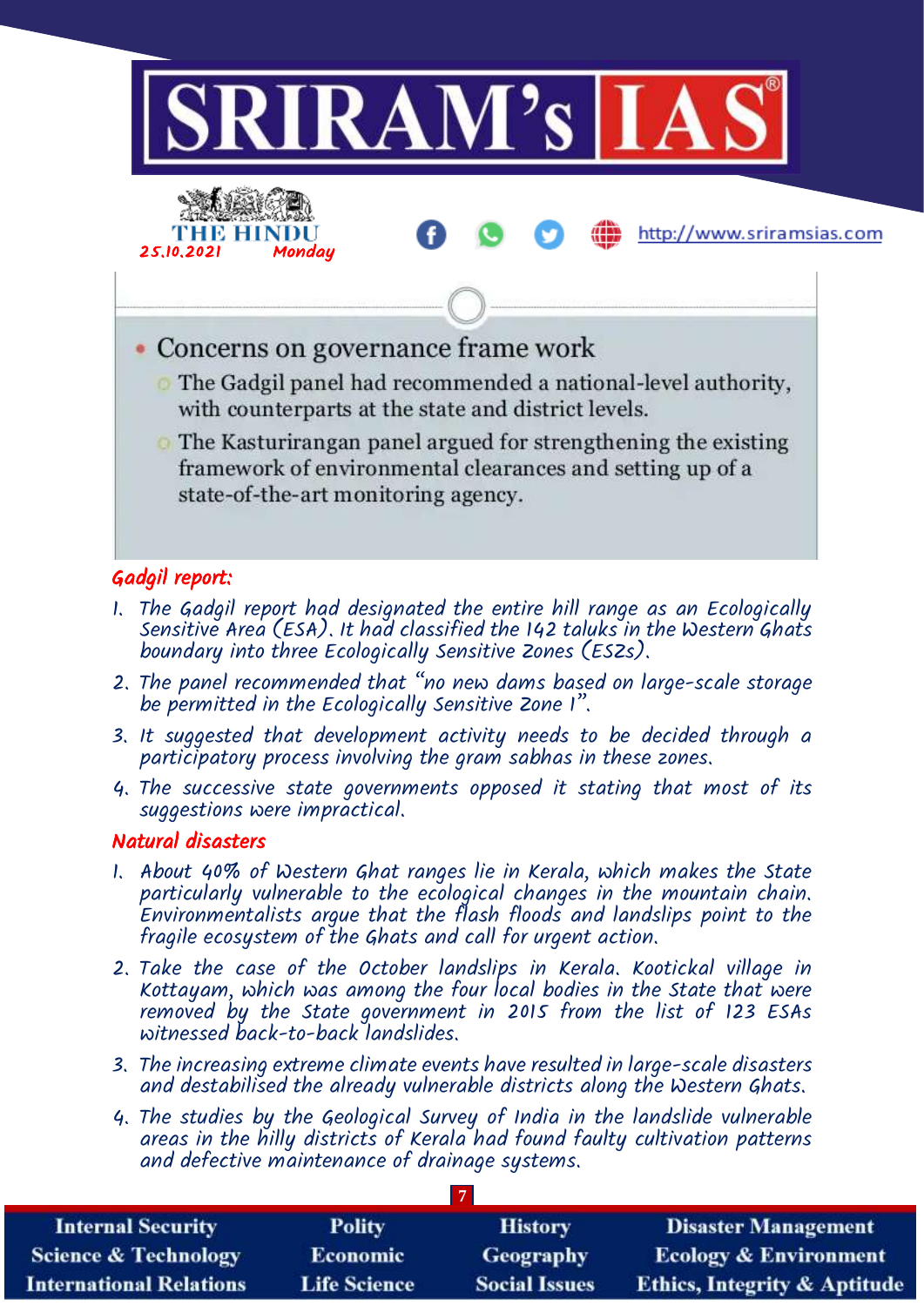- Concerns on governance frame work
  - The Gadgil panel had recommended a national-level authority, with counterparts at the state and district levels.
  - The Kasturirangan panel argued for strengthening the existing framework of environmental clearances and setting up of a state-of-the-art monitoring agency.

## Gadgil report:

1. The Gadgil report had designated the entire hill range as an Ecologically Sensitive Area (ESA). It had classified the 142 taluks in the Western Ghats boundary into three Ecologically Sensitive Zones (ESZs).
2. The panel recommended that "no new dams based on large-scale storage be permitted in the Ecologically Sensitive Zone 1".
3. It suggested that development activity needs to be decided through a participatory process involving the gram sabhas in these zones.
4. The successive state governments opposed it stating that most of its suggestions were impractical.

## Natural disasters

1. About 40% of Western Ghat ranges lie in Kerala, which makes the State particularly vulnerable to the ecological changes in the mountain chain. Environmentalists argue that the flash floods and landslips point to the fragile ecosystem of the Ghats and call for urgent action.
2. Take the case of the October landslips in Kerala. Kootickal village in Kottayam, which was among the four local bodies in the State that were removed by the State government in 2015 from the list of 123 ESAs witnessed back-to-back landslides.
3. The increasing extreme climate events have resulted in large-scale disasters and destabilised the already vulnerable districts along the Western Ghats.
4. The studies by the Geological Survey of India in the landslide vulnerable areas in the hilly districts of Kerala had found faulty cultivation patterns and defective maintenance of drainage systems.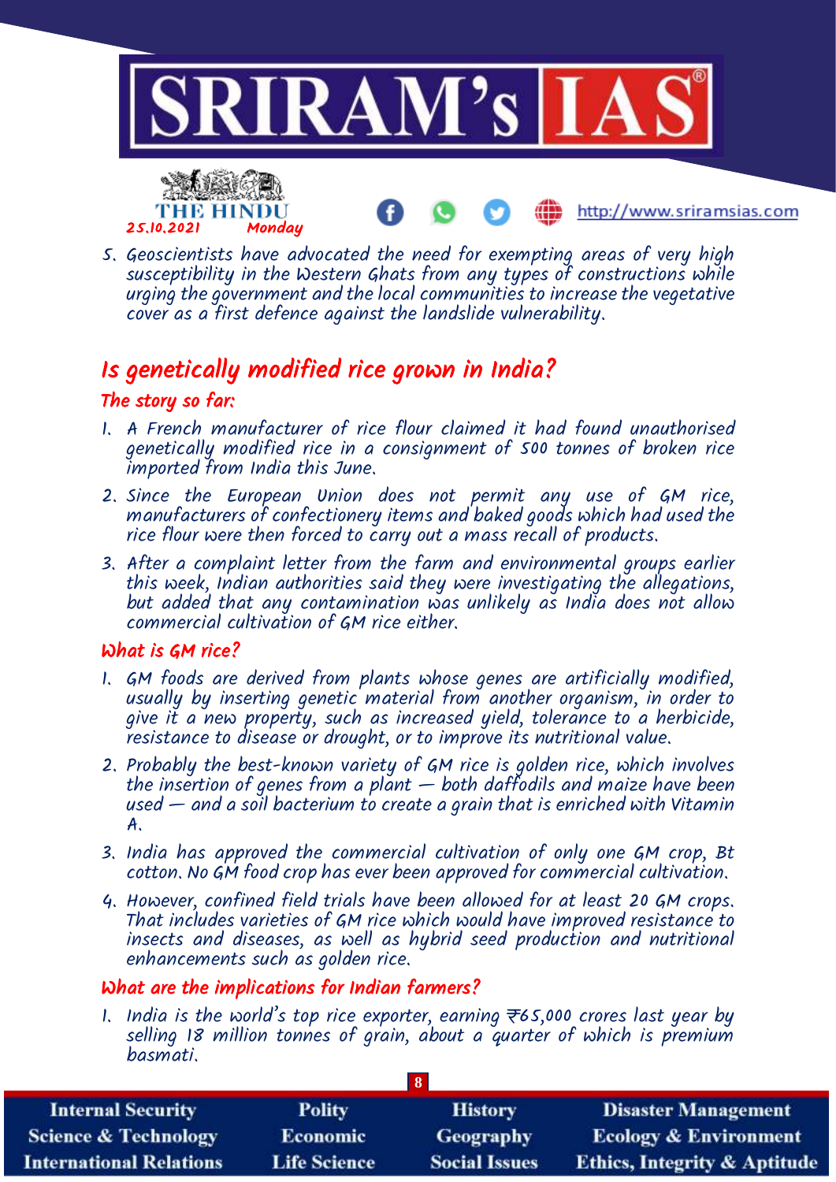5. Geoscientists have advocated the need for exempting areas of very high susceptibility in the Western Ghats from any types of constructions while urging the government and the local communities to increase the vegetative cover as a first defence against the landslide vulnerability.

## Is genetically modified rice grown in India?

### The story so far:

1. A French manufacturer of rice flour claimed it had found unauthorised genetically modified rice in a consignment of 500 tonnes of broken rice imported from India this June.
2. Since the European Union does not permit any use of GM rice, manufacturers of confectionery items and baked goods which had used the rice flour were then forced to carry out a mass recall of products.
3. After a complaint letter from the farm and environmental groups earlier this week, Indian authorities said they were investigating the allegations, but added that any contamination was unlikely as India does not allow commercial cultivation of GM rice either.

### What is GM rice?

1. GM foods are derived from plants whose genes are artificially modified, usually by inserting genetic material from another organism, in order to give it a new property, such as increased yield, tolerance to a herbicide, resistance to disease or drought, or to improve its nutritional value.
2. Probably the best-known variety of GM rice is golden rice, which involves the insertion of genes from a plant — both daffodils and maize have been used — and a soil bacterium to create a grain that is enriched with Vitamin A.
3. India has approved the commercial cultivation of only one GM crop, Bt cotton. No GM food crop has ever been approved for commercial cultivation.
4. However, confined field trials have been allowed for at least 20 GM crops. That includes varieties of GM rice which would have improved resistance to insects and diseases, as well as hybrid seed production and nutritional enhancements such as golden rice.

### What are the implications for Indian farmers?

1. India is the world's top rice exporter, earning ₹65,000 crores last year by selling 18 million tonnes of grain, about a quarter of which is premium basmati.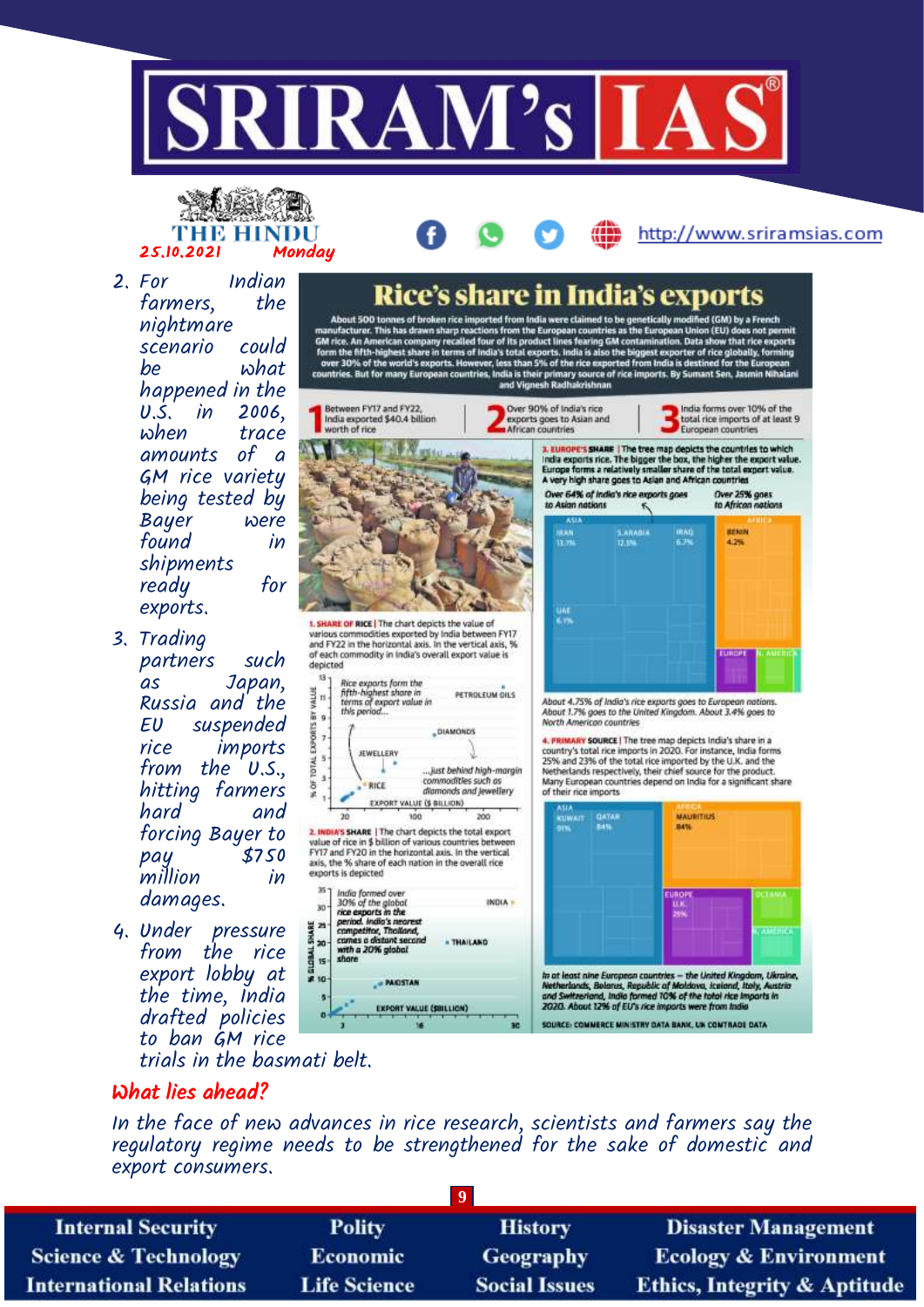2. For Indian farmers, the nightmare scenario could be what happened in the U.S. in 2006, when trace amounts of a GM rice variety being tested by Bayer were found in shipments ready for exports.
3. Trading partners such as Japan, Russia and the EU suspended rice imports from the U.S., hitting farmers hard and forcing Bayer to pay $750 million in damages.
4. Under pressure from the rice export lobby at the time, India drafted policies to ban GM rice trials in the basmati belt.

# Rice's share in India's exports

**About 500 tonnes of broken rice imported from India were claimed to be genetically modified (GM) by a French manufacturer. This has drawn sharp reactions from the European countries as the European Union (EU) does not permit GM rice. An American company recalled four of its product lines fearing GM contamination. Data show that rice exports form the fifth-highest share in terms of India's total exports. India is also the biggest exporter of rice globally, forming over 30% of the world's exports. However, less than 5% of the rice exported from India is destined for the European countries. But for many European countries, India is their primary source of rice imports. By Sumant Sen, Jasmin Nihalani and Vignesh Radhakrishnan**

1 Between FY17 and FY22, India exported $40.4 billion worth of rice

2 Over 90% of India's rice exports goes to Asian and African countries

3 India forms over 10% of the total rice imports of at least 9 European countries

**1. SHARE OF RICE** | The chart depicts the value of various commodities exported by India between FY17 and FY22 in the horizontal axis. In the vertical axis, % of each commodity in India's overall export value is depicted

Rice exports form the fifth-highest share in terms of export value in this period...

PETROLEUM OILS

DIAMONDS

JEWELLERY

RICE

...just behind high-margin commodities such as diamonds and jewellery

% OF TOTAL EXPORTS BY VALUE

EXPORT VALUE ($ BILLION)

20 100 200

**2. INDIA'S SHARE** | The chart depicts the total export value of rice in $ billion of various countries between FY17 and FY20 in the horizontal axis. In the vertical axis, the % share of each nation in the overall rice exports is depicted

India formed over 30% of the global rice exports in the period. India's nearest competitor, Thailand, comes a distant second with a 20% global share

INDIA

THAILAND

PAKISTAN

% GLOBAL SHARE

EXPORT VALUE ($BILLION)

3 16 30

**3. EUROPE'S SHARE** | The tree map depicts the countries to which India exports rice. The bigger the box, the higher the export value. Europe forms a relatively smaller share of the total export value. A very high share goes to Asian and African countries

Over 64% of India's rice exports goes to Asian nations

Over 25% goes to African nations

ASIA: IRAN 13.7%, S.ARABIA 12.5%, IRAQ 6.7%, UAE 6.1%

AFRICA: BENIN 4.2%

EUROPE

N. AMERICA

About 4.75% of India's rice exports goes to European nations. About 1.7% goes to the United Kingdom. About 3.4% goes to North American countries

**4. PRIMARY SOURCE** | The tree map depicts India's share in a country's total rice imports in 2020. For instance, India forms 25% and 23% of the total rice imported by the U.K. and the Netherlands respectively, their chief source for the product. Many European countries depend on India for a significant share of their rice imports

ASIA: KUWAIT 91%, QATAR 84%

AFRICA: MAURITIUS 84%

EUROPE: U.K. 25%

OCEANIA

N. AMERICA

In at least nine European countries — the United Kingdom, Ukraine, Netherlands, Belarus, Republic of Moldova, Iceland, Italy, Austria and Switzerland, India formed 10% of the total rice imports in 2020. About 12% of EU's rice imports were from India

SOURCE: COMMERCE MINISTRY DATA BANK, UN COMTRADE DATA

## What lies ahead?

*In the face of new advances in rice research, scientists and farmers say the regulatory regime needs to be strengthened for the sake of domestic and export consumers.*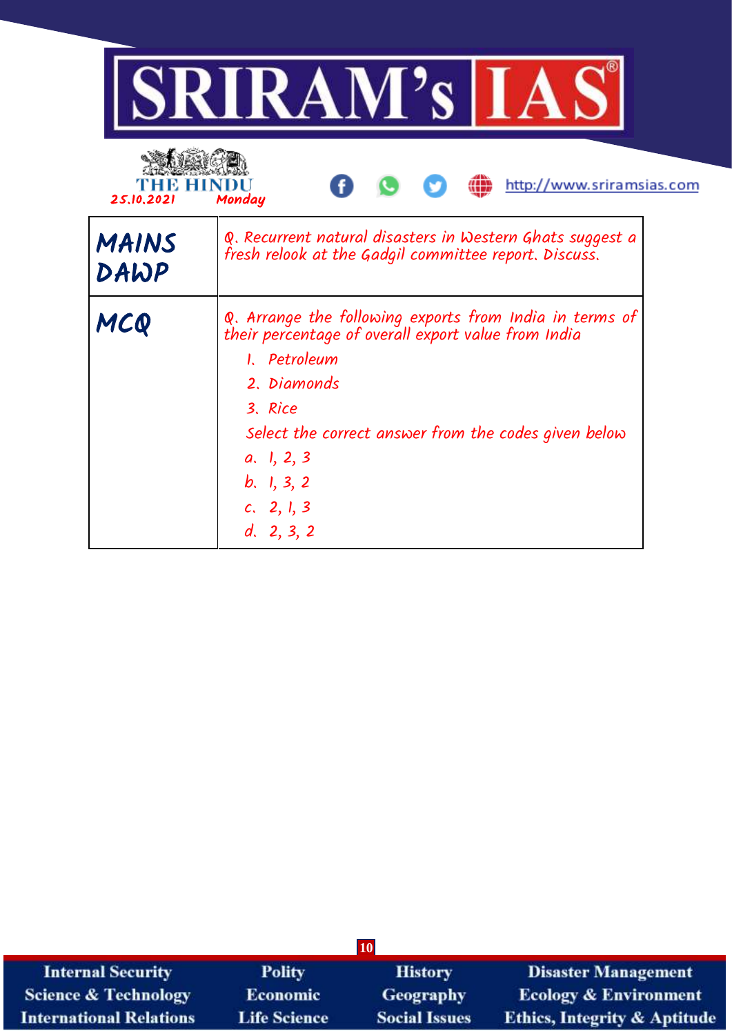THE HINDU
25.10.2021 Monday

| | |
|---|---|
| **MAINS DAWP** | Q. Recurrent natural disasters in Western Ghats suggest a fresh relook at the Gadgil committee report. Discuss. |
| **MCQ** | Q. Arrange the following exports from India in terms of their percentage of overall export value from India<br>1. Petroleum<br>2. Diamonds<br>3. Rice<br>Select the correct answer from the codes given below<br>a. 1, 2, 3<br>b. 1, 3, 2<br>c. 2, 1, 3<br>d. 2, 3, 2 |